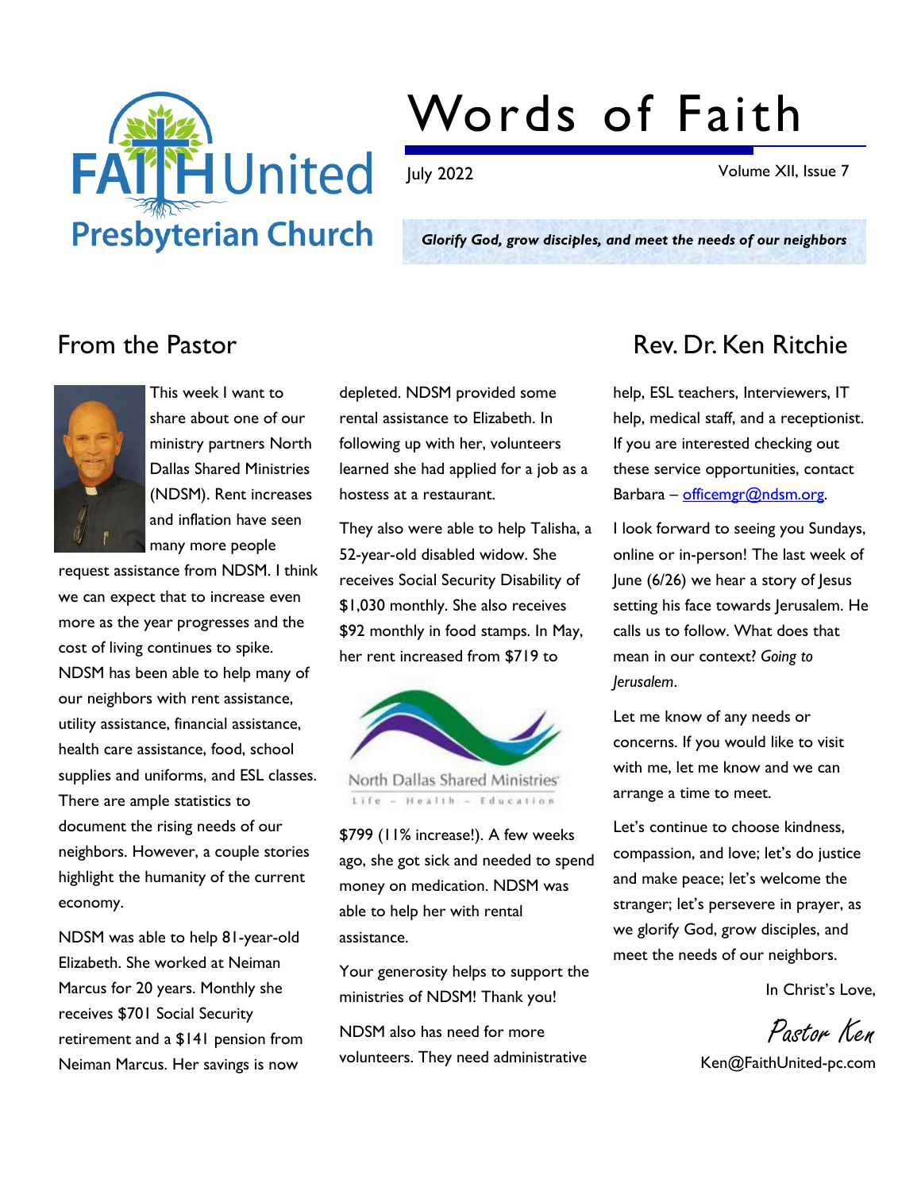# Words of Faith

July 2022

Volume XII, Issue 7

*Glorify God, grow disciples, and meet the needs of our neighbors*

## From the Pastor

## Rev. Dr. Ken Ritchie

This week I want to share about one of our ministry partners North Dallas Shared Ministries (NDSM). Rent increases and inflation have seen many more people request assistance from NDSM. I think we can expect that to increase even more as the year progresses and the cost of living continues to spike. NDSM has been able to help many of our neighbors with rent assistance, utility assistance, financial assistance, health care assistance, food, school supplies and uniforms, and ESL classes. There are ample statistics to document the rising needs of our neighbors. However, a couple stories highlight the humanity of the current economy.

NDSM was able to help 81-year-old Elizabeth. She worked at Neiman Marcus for 20 years. Monthly she receives $701 Social Security retirement and a $141 pension from Neiman Marcus. Her savings is now depleted. NDSM provided some rental assistance to Elizabeth. In following up with her, volunteers learned she had applied for a job as a hostess at a restaurant.

They also were able to help Talisha, a 52-year-old disabled widow. She receives Social Security Disability of $1,030 monthly. She also receives $92 monthly in food stamps. In May, her rent increased from $719 to $799 (11% increase!). A few weeks ago, she got sick and needed to spend money on medication. NDSM was able to help her with rental assistance.

North Dallas Shared Ministries
Life - Health - Education

Your generosity helps to support the ministries of NDSM! Thank you!

NDSM also has need for more volunteers. They need administrative help, ESL teachers, Interviewers, IT help, medical staff, and a receptionist. If you are interested checking out these service opportunities, contact Barbara – officemgr@ndsm.org.

I look forward to seeing you Sundays, online or in-person! The last week of June (6/26) we hear a story of Jesus setting his face towards Jerusalem. He calls us to follow. What does that mean in our context? *Going to Jerusalem*.

Let me know of any needs or concerns. If you would like to visit with me, let me know and we can arrange a time to meet.

Let's continue to choose kindness, compassion, and love; let's do justice and make peace; let's welcome the stranger; let's persevere in prayer, as we glorify God, grow disciples, and meet the needs of our neighbors.

In Christ's Love,

Pastor Ken

Ken@FaithUnited-pc.com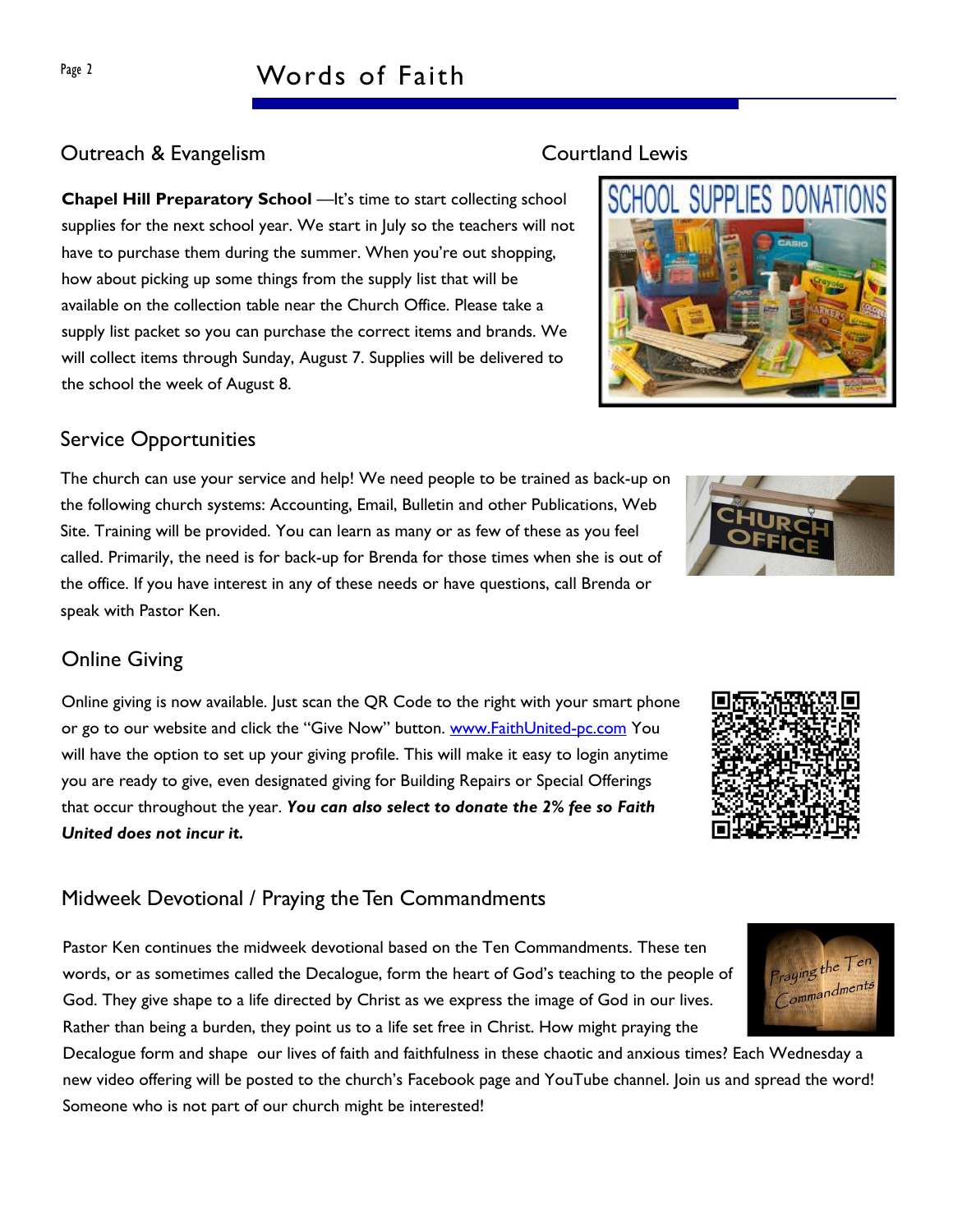## Outreach & Evangelism

Courtland Lewis

**Chapel Hill Preparatory School** —It's time to start collecting school supplies for the next school year. We start in July so the teachers will not have to purchase them during the summer. When you're out shopping, how about picking up some things from the supply list that will be available on the collection table near the Church Office. Please take a supply list packet so you can purchase the correct items and brands. We will collect items through Sunday, August 7. Supplies will be delivered to the school the week of August 8.

## Service Opportunities

The church can use your service and help! We need people to be trained as back-up on the following church systems: Accounting, Email, Bulletin and other Publications, Web Site. Training will be provided. You can learn as many or as few of these as you feel called. Primarily, the need is for back-up for Brenda for those times when she is out of the office. If you have interest in any of these needs or have questions, call Brenda or speak with Pastor Ken.

## Online Giving

Online giving is now available. Just scan the QR Code to the right with your smart phone or go to our website and click the "Give Now" button. www.FaithUnited-pc.com You will have the option to set up your giving profile. This will make it easy to login anytime you are ready to give, even designated giving for Building Repairs or Special Offerings that occur throughout the year. ***You can also select to donate the 2% fee so Faith United does not incur it.***

## Midweek Devotional / Praying the Ten Commandments

Pastor Ken continues the midweek devotional based on the Ten Commandments. These ten words, or as sometimes called the Decalogue, form the heart of God's teaching to the people of God. They give shape to a life directed by Christ as we express the image of God in our lives. Rather than being a burden, they point us to a life set free in Christ. How might praying the Decalogue form and shape our lives of faith and faithfulness in these chaotic and anxious times? Each Wednesday a new video offering will be posted to the church's Facebook page and YouTube channel. Join us and spread the word! Someone who is not part of our church might be interested!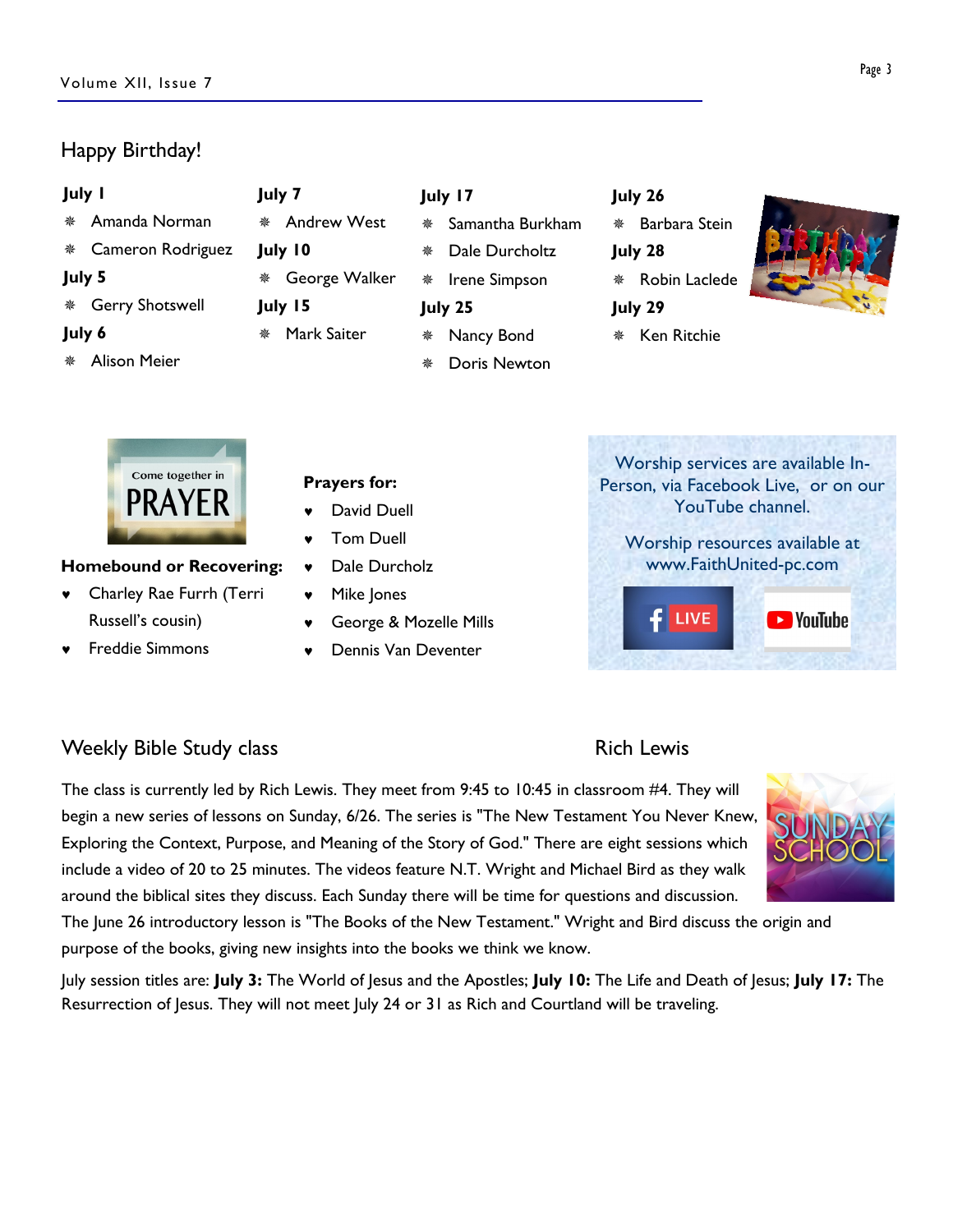## Happy Birthday!

**July 1**
- Amanda Norman
- Cameron Rodriguez

**July 5**
- Gerry Shotswell

**July 6**
- Alison Meier

**July 7**
- Andrew West

**July 10**
- George Walker

**July 15**
- Mark Saiter

**July 17**
- Samantha Burkham
- Dale Durcholtz
- Irene Simpson

**July 25**
- Nancy Bond
- Doris Newton

**July 26**
- Barbara Stein

**July 28**
- Robin Laclede

**July 29**
- Ken Ritchie

**Homebound or Recovering:**
- Charley Rae Furrh (Terri Russell's cousin)
- Freddie Simmons

**Prayers for:**
- David Duell
- Tom Duell
- Dale Durcholz
- Mike Jones
- George & Mozelle Mills
- Dennis Van Deventer

Worship services are available In-Person, via Facebook Live, or on our YouTube channel.

Worship resources available at www.FaithUnited-pc.com

## Weekly Bible Study class

### Rich Lewis

The class is currently led by Rich Lewis. They meet from 9:45 to 10:45 in classroom #4. They will begin a new series of lessons on Sunday, 6/26. The series is "The New Testament You Never Knew, Exploring the Context, Purpose, and Meaning of the Story of God." There are eight sessions which include a video of 20 to 25 minutes. The videos feature N.T. Wright and Michael Bird as they walk around the biblical sites they discuss. Each Sunday there will be time for questions and discussion. The June 26 introductory lesson is "The Books of the New Testament." Wright and Bird discuss the origin and purpose of the books, giving new insights into the books we think we know.

July session titles are: **July 3:** The World of Jesus and the Apostles; **July 10:** The Life and Death of Jesus; **July 17:** The Resurrection of Jesus. They will not meet July 24 or 31 as Rich and Courtland will be traveling.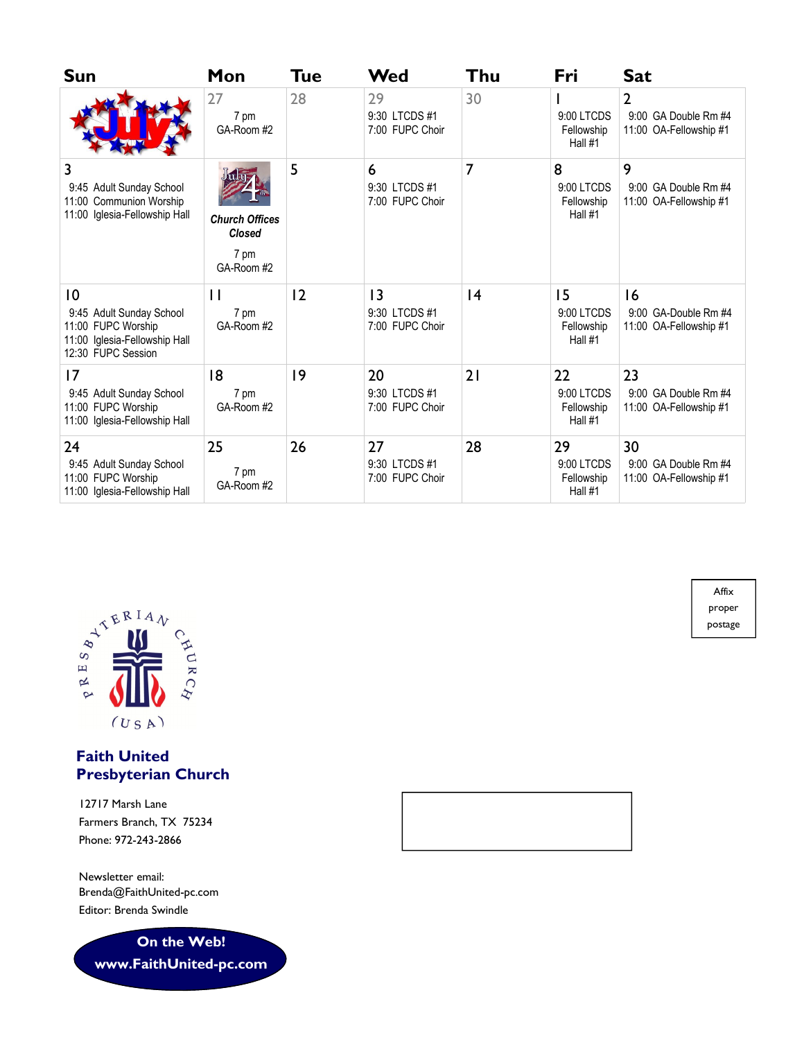| Sun | Mon | Tue | Wed | Thu | Fri | Sat |
|---|---|---|---|---|---|---|
| July | 27<br>7 pm<br>GA-Room #2 | 28 | 29<br>9:30 LTCDS #1<br>7:00 FUPC Choir | 30 | 1<br>9:00 LTCDS Fellowship Hall #1 | 2<br>9:00 GA Double Rm #4<br>11:00 OA-Fellowship #1 |
| 3<br>9:45 Adult Sunday School<br>11:00 Communion Worship<br>11:00 Iglesia-Fellowship Hall | July 4th<br>*Church Offices Closed*<br>7 pm<br>GA-Room #2 | 5 | 6<br>9:30 LTCDS #1<br>7:00 FUPC Choir | 7 | 8<br>9:00 LTCDS Fellowship Hall #1 | 9<br>9:00 GA Double Rm #4<br>11:00 OA-Fellowship #1 |
| 10<br>9:45 Adult Sunday School<br>11:00 FUPC Worship<br>11:00 Iglesia-Fellowship Hall<br>12:30 FUPC Session | 11<br>7 pm<br>GA-Room #2 | 12 | 13<br>9:30 LTCDS #1<br>7:00 FUPC Choir | 14 | 15<br>9:00 LTCDS Fellowship Hall #1 | 16<br>9:00 GA-Double Rm #4<br>11:00 OA-Fellowship #1 |
| 17<br>9:45 Adult Sunday School<br>11:00 FUPC Worship<br>11:00 Iglesia-Fellowship Hall | 18<br>7 pm<br>GA-Room #2 | 19 | 20<br>9:30 LTCDS #1<br>7:00 FUPC Choir | 21 | 22<br>9:00 LTCDS Fellowship Hall #1 | 23<br>9:00 GA Double Rm #4<br>11:00 OA-Fellowship #1 |
| 24<br>9:45 Adult Sunday School<br>11:00 FUPC Worship<br>11:00 Iglesia-Fellowship Hall | 25<br>7 pm<br>GA-Room #2 | 26 | 27<br>9:30 LTCDS #1<br>7:00 FUPC Choir | 28 | 29<br>9:00 LTCDS Fellowship Hall #1 | 30<br>9:00 GA Double Rm #4<br>11:00 OA-Fellowship #1 |

PRESBYTERIAN CHURCH (USA)

**Faith United Presbyterian Church**

12717 Marsh Lane
Farmers Branch, TX 75234
Phone: 972-243-2866

Newsletter email:
Brenda@FaithUnited-pc.com
Editor: Brenda Swindle

**On the Web!**
**www.FaithUnited-pc.com**

Affix proper postage